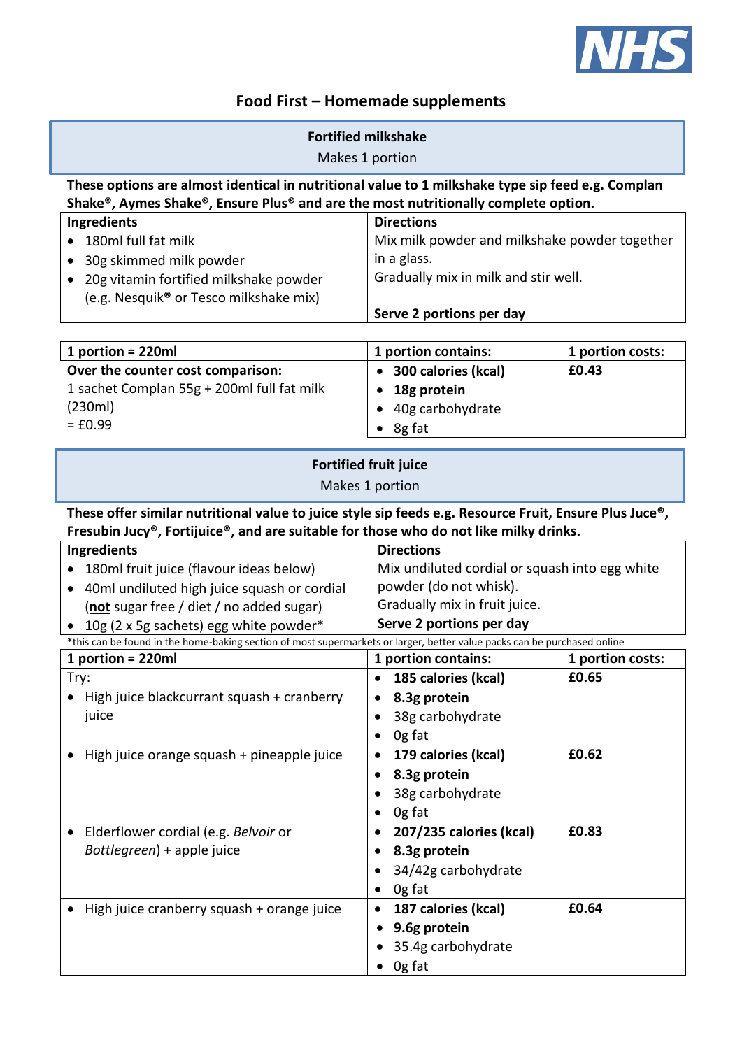# Food First – Homemade supplements

## Fortified milkshake

Makes 1 portion

**These options are almost identical in nutritional value to 1 milkshake type sip feed e.g. Complan Shake®, Aymes Shake®, Ensure Plus® and are the most nutritionally complete option.**

| Ingredients | Directions |
| --- | --- |
| • 180ml full fat milk<br>• 30g skimmed milk powder<br>• 20g vitamin fortified milkshake powder (e.g. Nesquik® or Tesco milkshake mix) | Mix milk powder and milkshake powder together in a glass.<br>Gradually mix in milk and stir well.<br><br>**Serve 2 portions per day** |

| 1 portion = 220ml | 1 portion contains: | 1 portion costs: |
| --- | --- | --- |
| **Over the counter cost comparison:**<br>1 sachet Complan 55g + 200ml full fat milk (230ml)<br>= £0.99 | • **300 calories (kcal)**<br>• **18g protein**<br>• 40g carbohydrate<br>• 8g fat | **£0.43** |

## Fortified fruit juice

Makes 1 portion

**These offer similar nutritional value to juice style sip feeds e.g. Resource Fruit, Ensure Plus Juce®, Fresubin Jucy®, Fortijuice®, and are suitable for those who do not like milky drinks.**

| Ingredients | Directions |
| --- | --- |
| • 180ml fruit juice (flavour ideas below)<br>• 40ml undiluted high juice squash or cordial (**not** sugar free / diet / no added sugar)<br>• 10g (2 x 5g sachets) egg white powder* | Mix undiluted cordial or squash into egg white powder (do not whisk).<br>Gradually mix in fruit juice.<br>**Serve 2 portions per day** |

*this can be found in the home-baking section of most supermarkets or larger, better value packs can be purchased online

| 1 portion = 220ml | 1 portion contains: | 1 portion costs: |
| --- | --- | --- |
| Try:<br>• High juice blackcurrant squash + cranberry juice | • **185 calories (kcal)**<br>• **8.3g protein**<br>• 38g carbohydrate<br>• 0g fat | **£0.65** |
| • High juice orange squash + pineapple juice | • **179 calories (kcal)**<br>• **8.3g protein**<br>• 38g carbohydrate<br>• 0g fat | **£0.62** |
| • Elderflower cordial (e.g. *Belvoir* or *Bottlegreen*) + apple juice | • **207/235 calories (kcal)**<br>• **8.3g protein**<br>• 34/42g carbohydrate<br>• 0g fat | **£0.83** |
| • High juice cranberry squash + orange juice | • **187 calories (kcal)**<br>• **9.6g protein**<br>• 35.4g carbohydrate<br>• 0g fat | **£0.64** |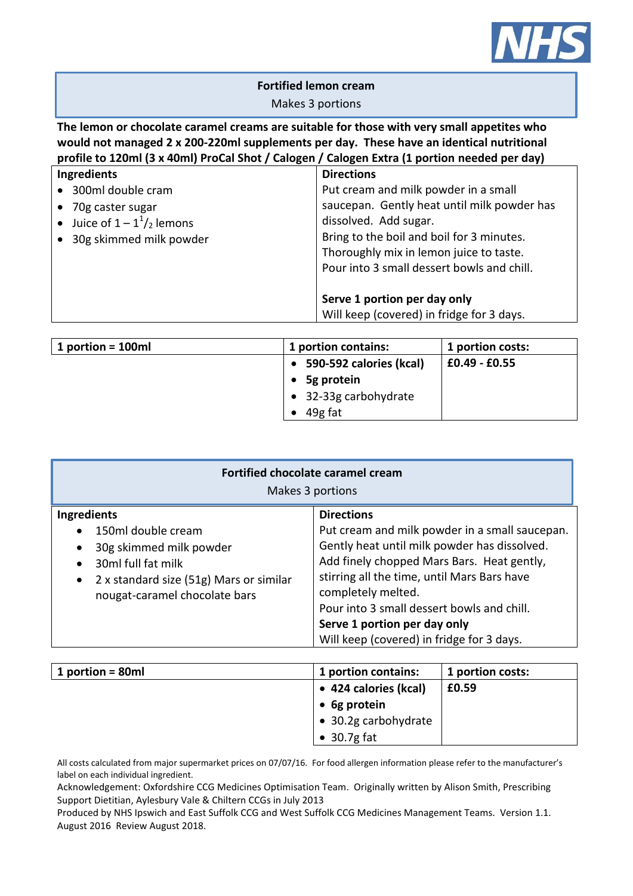## Fortified lemon cream

Makes 3 portions

**The lemon or chocolate caramel creams are suitable for those with very small appetites who would not managed 2 x 200-220ml supplements per day. These have an identical nutritional profile to 120ml (3 x 40ml) ProCal Shot / Calogen / Calogen Extra (1 portion needed per day)**

| Ingredients | Directions |
|---|---|
| • 300ml double cram<br>• 70g caster sugar<br>• Juice of 1 – $1^1/_2$ lemons<br>• 30g skimmed milk powder | Put cream and milk powder in a small saucepan. Gently heat until milk powder has dissolved. Add sugar.<br>Bring to the boil and boil for 3 minutes.<br>Thoroughly mix in lemon juice to taste.<br>Pour into 3 small dessert bowls and chill.<br><br>**Serve 1 portion per day only**<br>Will keep (covered) in fridge for 3 days. |

| **1 portion = 100ml** | **1 portion contains:** | **1 portion costs:** |
|---|---|---|
| | • **590-592 calories (kcal)**<br>• **5g protein**<br>• 32-33g carbohydrate<br>• 49g fat | **£0.49 - £0.55** |

## Fortified chocolate caramel cream

Makes 3 portions

| Ingredients | Directions |
|---|---|
| • 150ml double cream<br>• 30g skimmed milk powder<br>• 30ml full fat milk<br>• 2 x standard size (51g) Mars or similar nougat-caramel chocolate bars | Put cream and milk powder in a small saucepan. Gently heat until milk powder has dissolved.<br>Add finely chopped Mars Bars. Heat gently, stirring all the time, until Mars Bars have completely melted.<br>Pour into 3 small dessert bowls and chill.<br>**Serve 1 portion per day only**<br>Will keep (covered) in fridge for 3 days. |

| **1 portion = 80ml** | **1 portion contains:** | **1 portion costs:** |
|---|---|---|
| | • **424 calories (kcal)**<br>• **6g protein**<br>• 30.2g carbohydrate<br>• 30.7g fat | **£0.59** |

All costs calculated from major supermarket prices on 07/07/16. For food allergen information please refer to the manufacturer's label on each individual ingredient.

Acknowledgement: Oxfordshire CCG Medicines Optimisation Team. Originally written by Alison Smith, Prescribing Support Dietitian, Aylesbury Vale & Chiltern CCGs in July 2013

Produced by NHS Ipswich and East Suffolk CCG and West Suffolk CCG Medicines Management Teams. Version 1.1. August 2016 Review August 2018.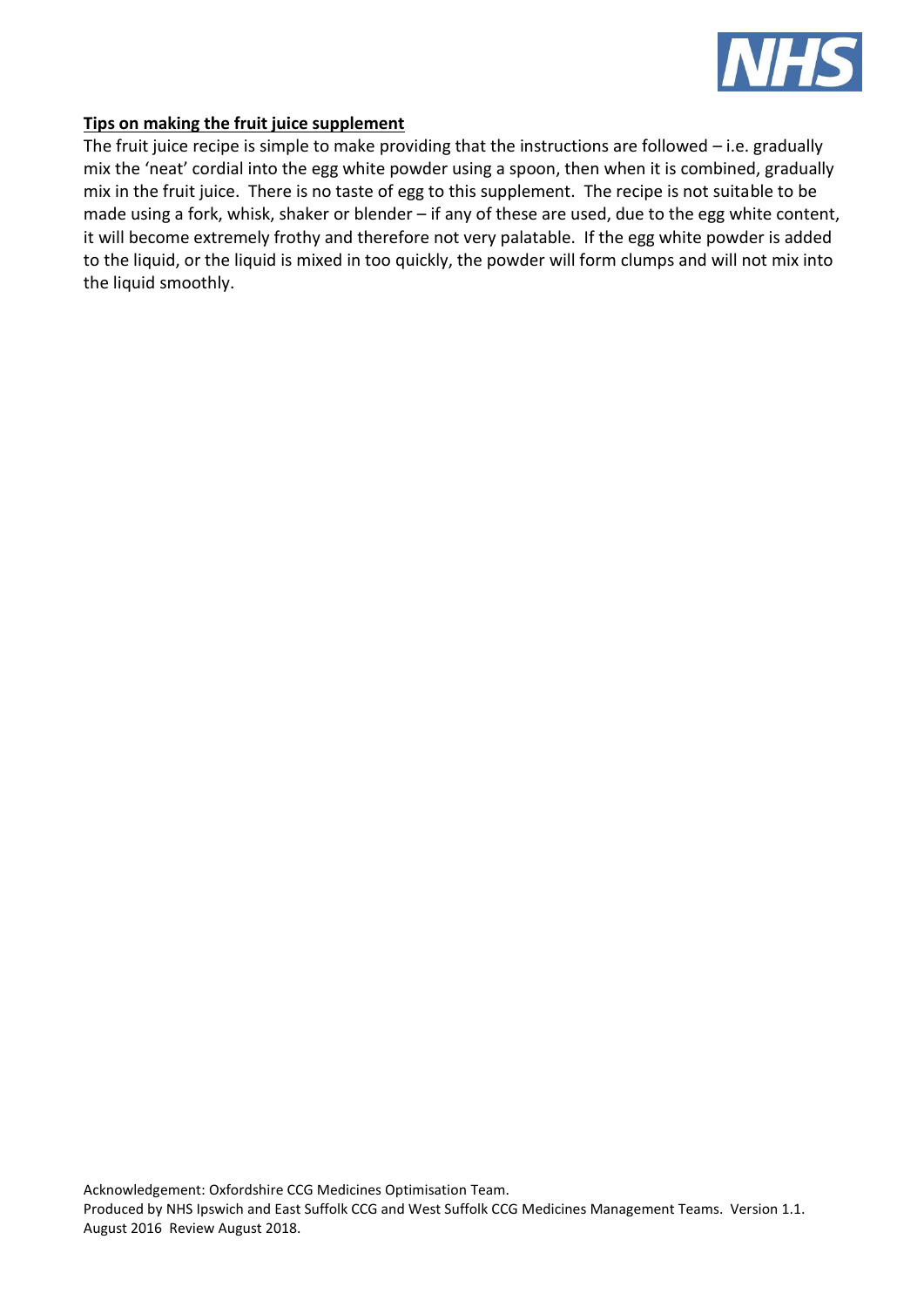**Tips on making the fruit juice supplement**

The fruit juice recipe is simple to make providing that the instructions are followed – i.e. gradually mix the 'neat' cordial into the egg white powder using a spoon, then when it is combined, gradually mix in the fruit juice. There is no taste of egg to this supplement. The recipe is not suitable to be made using a fork, whisk, shaker or blender – if any of these are used, due to the egg white content, it will become extremely frothy and therefore not very palatable. If the egg white powder is added to the liquid, or the liquid is mixed in too quickly, the powder will form clumps and will not mix into the liquid smoothly.

Acknowledgement: Oxfordshire CCG Medicines Optimisation Team.
Produced by NHS Ipswich and East Suffolk CCG and West Suffolk CCG Medicines Management Teams. Version 1.1. August 2016 Review August 2018.